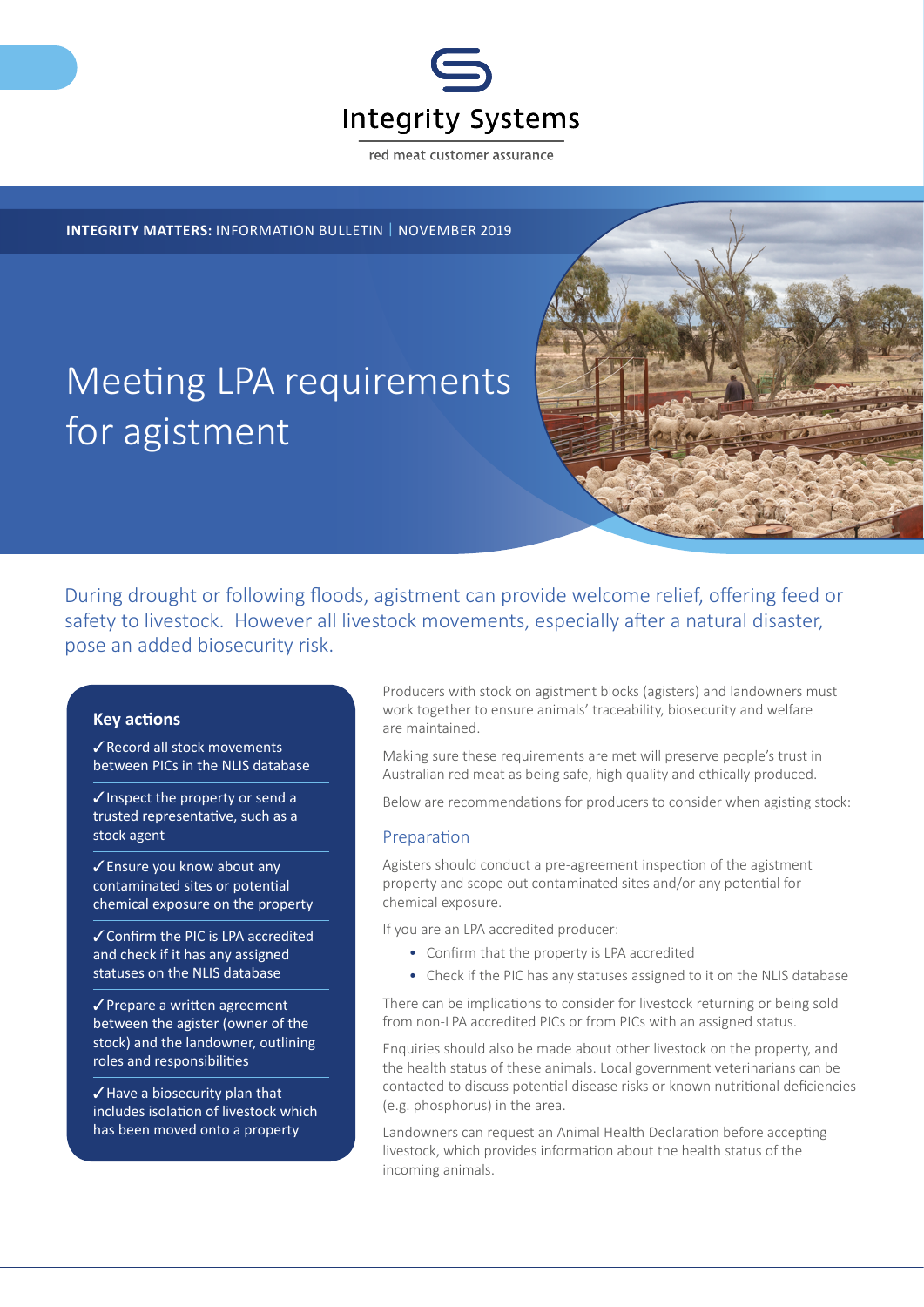Integrity Systems

red meat customer assurance

**INTEGRITY MATTERS:** INFORMATION BULLETIN | NOVEMBER 2019

# Meeting LPA requirements for agistment

During drought or following floods, agistment can provide welcome relief, offering feed or safety to livestock. However all livestock movements, especially after a natural disaster, pose an added biosecurity risk.

## Key actions

✓ Record all stock movements between PICs in the NLIS database

✓ Inspect the property or send a trusted representative, such as a stock agent

✓ Ensure you know about any contaminated sites or potential chemical exposure on the property

✓ Confirm the PIC is LPA accredited and check if it has any assigned statuses on the NLIS database

✓ Prepare a written agreement between the agister (owner of the stock) and the landowner, outlining roles and responsibilities

✓ Have a biosecurity plan that includes isolation of livestock which has been moved onto a property

Producers with stock on agistment blocks (agisters) and landowners must work together to ensure animals' traceability, biosecurity and welfare are maintained.

Making sure these requirements are met will preserve people's trust in Australian red meat as being safe, high quality and ethically produced.

Below are recommendations for producers to consider when agisting stock:

## Preparation

Agisters should conduct a pre-agreement inspection of the agistment property and scope out contaminated sites and/or any potential for chemical exposure.

If you are an LPA accredited producer:

- Confirm that the property is LPA accredited
- Check if the PIC has any statuses assigned to it on the NLIS database

There can be implications to consider for livestock returning or being sold from non-LPA accredited PICs or from PICs with an assigned status.

Enquiries should also be made about other livestock on the property, and the health status of these animals. Local government veterinarians can be contacted to discuss potential disease risks or known nutritional deficiencies (e.g. phosphorus) in the area.

Landowners can request an Animal Health Declaration before accepting livestock, which provides information about the health status of the incoming animals.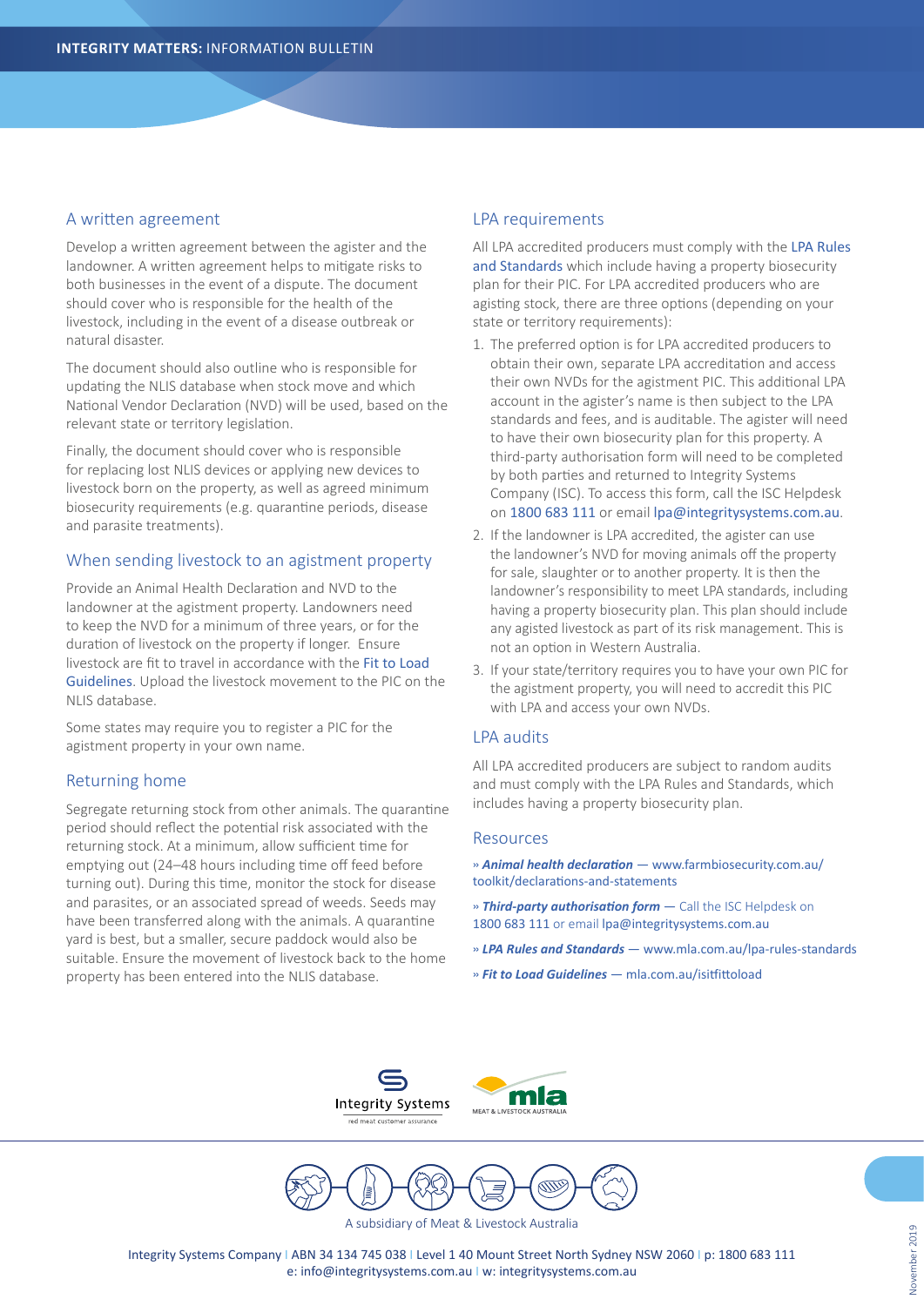## A written agreement

Develop a written agreement between the agister and the landowner. A written agreement helps to mitigate risks to both businesses in the event of a dispute. The document should cover who is responsible for the health of the livestock, including in the event of a disease outbreak or natural disaster.

The document should also outline who is responsible for updating the NLIS database when stock move and which National Vendor Declaration (NVD) will be used, based on the relevant state or territory legislation.

Finally, the document should cover who is responsible for replacing lost NLIS devices or applying new devices to livestock born on the property, as well as agreed minimum biosecurity requirements (e.g. quarantine periods, disease and parasite treatments).

## When sending livestock to an agistment property

Provide an Animal Health Declaration and NVD to the landowner at the agistment property. Landowners need to keep the NVD for a minimum of three years, or for the duration of livestock on the property if longer. Ensure livestock are fit to travel in accordance with the Fit to Load Guidelines. Upload the livestock movement to the PIC on the NLIS database.

Some states may require you to register a PIC for the agistment property in your own name.

## Returning home

Segregate returning stock from other animals. The quarantine period should reflect the potential risk associated with the returning stock. At a minimum, allow sufficient time for emptying out (24–48 hours including time off feed before turning out). During this time, monitor the stock for disease and parasites, or an associated spread of weeds. Seeds may have been transferred along with the animals. A quarantine yard is best, but a smaller, secure paddock would also be suitable. Ensure the movement of livestock back to the home property has been entered into the NLIS database.

## LPA requirements

All LPA accredited producers must comply with the LPA Rules and Standards which include having a property biosecurity plan for their PIC. For LPA accredited producers who are agisting stock, there are three options (depending on your state or territory requirements):

1. The preferred option is for LPA accredited producers to obtain their own, separate LPA accreditation and access their own NVDs for the agistment PIC. This additional LPA account in the agister's name is then subject to the LPA standards and fees, and is auditable. The agister will need to have their own biosecurity plan for this property. A third-party authorisation form will need to be completed by both parties and returned to Integrity Systems Company (ISC). To access this form, call the ISC Helpdesk on 1800 683 111 or email lpa@integritysystems.com.au.
2. If the landowner is LPA accredited, the agister can use the landowner's NVD for moving animals off the property for sale, slaughter or to another property. It is then the landowner's responsibility to meet LPA standards, including having a property biosecurity plan. This plan should include any agisted livestock as part of its risk management. This is not an option in Western Australia.
3. If your state/territory requires you to have your own PIC for the agistment property, you will need to accredit this PIC with LPA and access your own NVDs.

## LPA audits

All LPA accredited producers are subject to random audits and must comply with the LPA Rules and Standards, which includes having a property biosecurity plan.

## Resources

» ***Animal health declaration*** — www.farmbiosecurity.com.au/toolkit/declarations-and-statements

» ***Third-party authorisation form*** — Call the ISC Helpdesk on 1800 683 111 or email lpa@integritysystems.com.au

» ***LPA Rules and Standards*** — www.mla.com.au/lpa-rules-standards

» ***Fit to Load Guidelines*** — mla.com.au/isitfittoload

Integrity Systems — red meat customer assurance

MLA — Meat & Livestock Australia

A subsidiary of Meat & Livestock Australia

Integrity Systems Company | ABN 34 134 745 038 | Level 1 40 Mount Street North Sydney NSW 2060 | p: 1800 683 111
e: info@integritysystems.com.au | w: integritysystems.com.au

November 2019